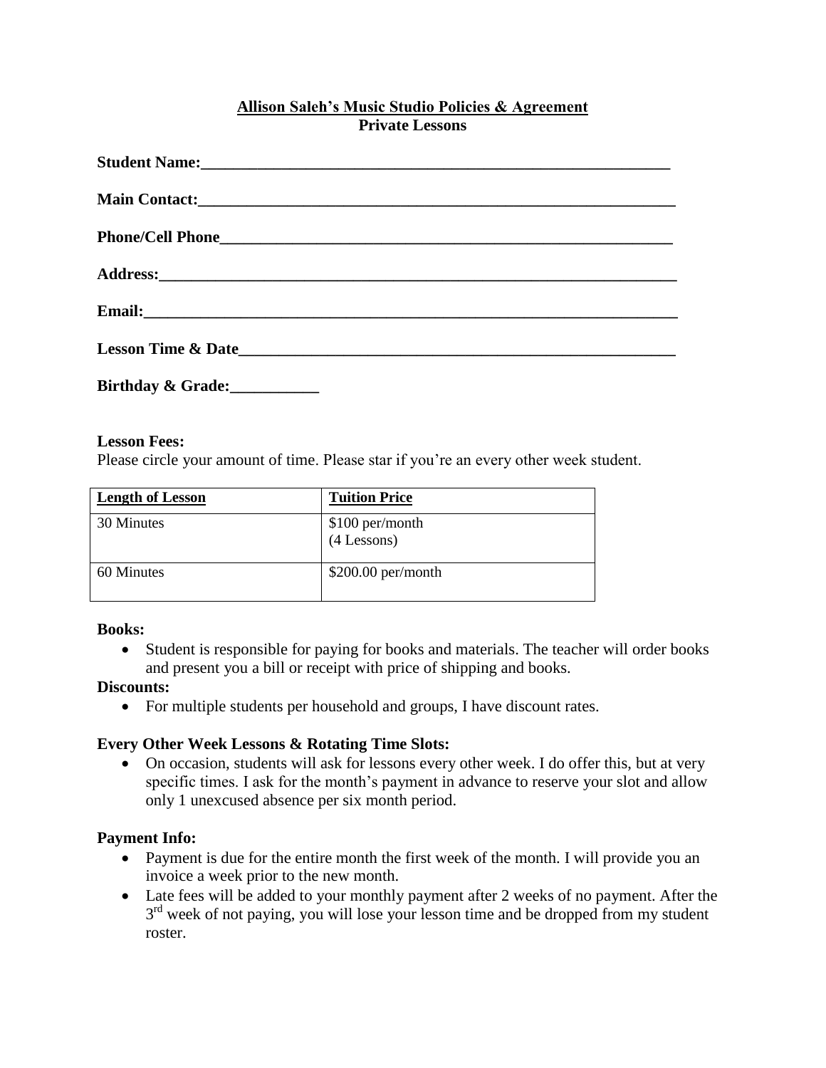# Allison Saleh's Music Studio Policies & Agreement
## Private Lessons

**Student Name:**_______________________________________________________________

**Main Contact:**_______________________________________________________________

**Phone/Cell Phone**___________________________________________________________

**Address:**___________________________________________________________________

**Email:**_____________________________________________________________________

**Lesson Time & Date**_________________________________________________________

**Birthday & Grade:**___________

**Lesson Fees:**
Please circle your amount of time. Please star if you're an every other week student.

| Length of Lesson | Tuition Price |
|---|---|
| 30 Minutes | $100 per/month (4 Lessons) |
| 60 Minutes | $200.00 per/month |

**Books:**

- Student is responsible for paying for books and materials. The teacher will order books and present you a bill or receipt with price of shipping and books.

**Discounts:**

- For multiple students per household and groups, I have discount rates.

**Every Other Week Lessons & Rotating Time Slots:**

- On occasion, students will ask for lessons every other week. I do offer this, but at very specific times. I ask for the month's payment in advance to reserve your slot and allow only 1 unexcused absence per six month period.

**Payment Info:**

- Payment is due for the entire month the first week of the month. I will provide you an invoice a week prior to the new month.
- Late fees will be added to your monthly payment after 2 weeks of no payment. After the 3rd week of not paying, you will lose your lesson time and be dropped from my student roster.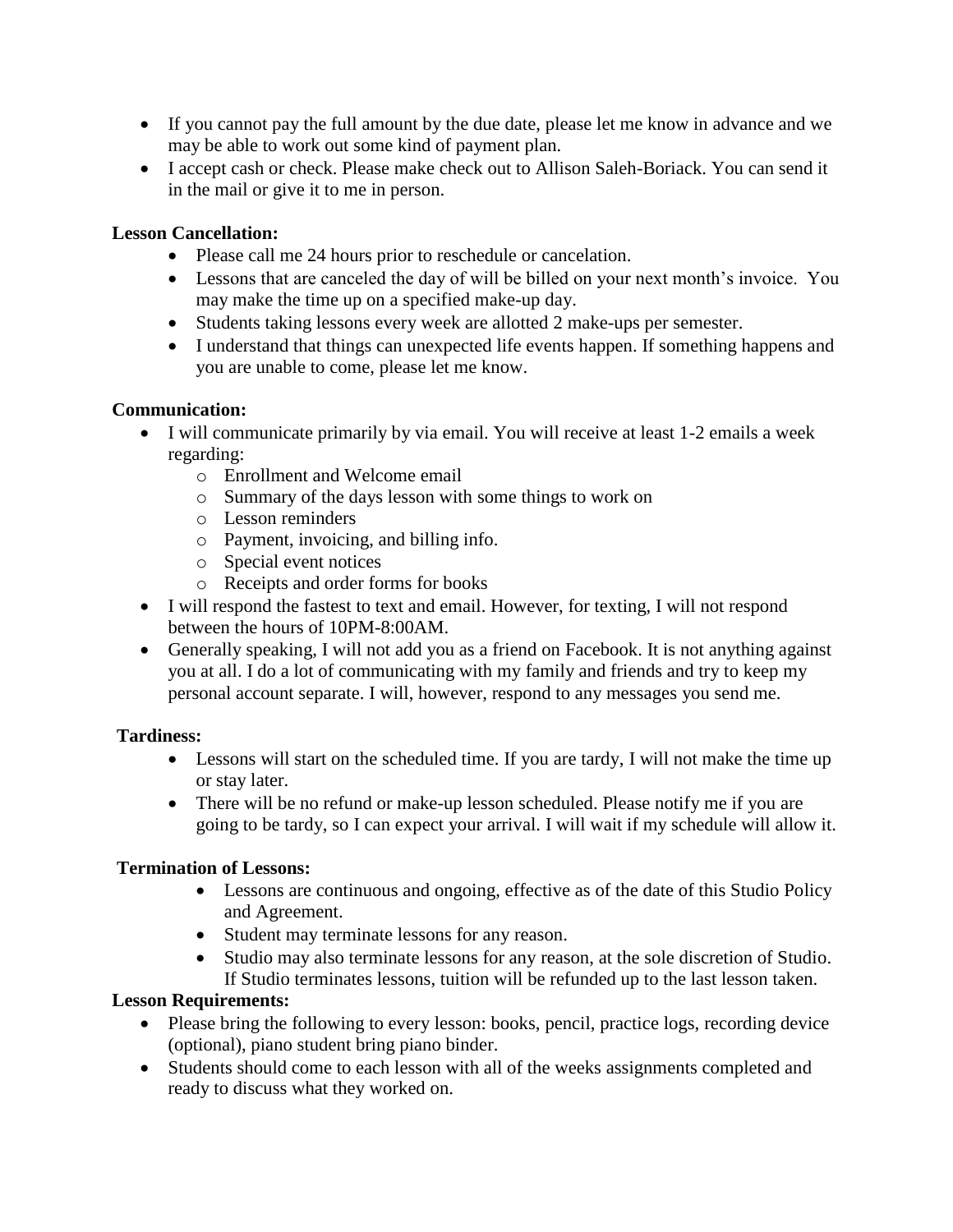- If you cannot pay the full amount by the due date, please let me know in advance and we may be able to work out some kind of payment plan.
- I accept cash or check. Please make check out to Allison Saleh-Boriack. You can send it in the mail or give it to me in person.

**Lesson Cancellation:**

- Please call me 24 hours prior to reschedule or cancelation.
- Lessons that are canceled the day of will be billed on your next month's invoice. You may make the time up on a specified make-up day.
- Students taking lessons every week are allotted 2 make-ups per semester.
- I understand that things can unexpected life events happen. If something happens and you are unable to come, please let me know.

**Communication:**

- I will communicate primarily by via email. You will receive at least 1-2 emails a week regarding:
  - Enrollment and Welcome email
  - Summary of the days lesson with some things to work on
  - Lesson reminders
  - Payment, invoicing, and billing info.
  - Special event notices
  - Receipts and order forms for books
- I will respond the fastest to text and email. However, for texting, I will not respond between the hours of 10PM-8:00AM.
- Generally speaking, I will not add you as a friend on Facebook. It is not anything against you at all. I do a lot of communicating with my family and friends and try to keep my personal account separate. I will, however, respond to any messages you send me.

**Tardiness:**

- Lessons will start on the scheduled time. If you are tardy, I will not make the time up or stay later.
- There will be no refund or make-up lesson scheduled. Please notify me if you are going to be tardy, so I can expect your arrival. I will wait if my schedule will allow it.

**Termination of Lessons:**

- Lessons are continuous and ongoing, effective as of the date of this Studio Policy and Agreement.
- Student may terminate lessons for any reason.
- Studio may also terminate lessons for any reason, at the sole discretion of Studio. If Studio terminates lessons, tuition will be refunded up to the last lesson taken.

**Lesson Requirements:**

- Please bring the following to every lesson: books, pencil, practice logs, recording device (optional), piano student bring piano binder.
- Students should come to each lesson with all of the weeks assignments completed and ready to discuss what they worked on.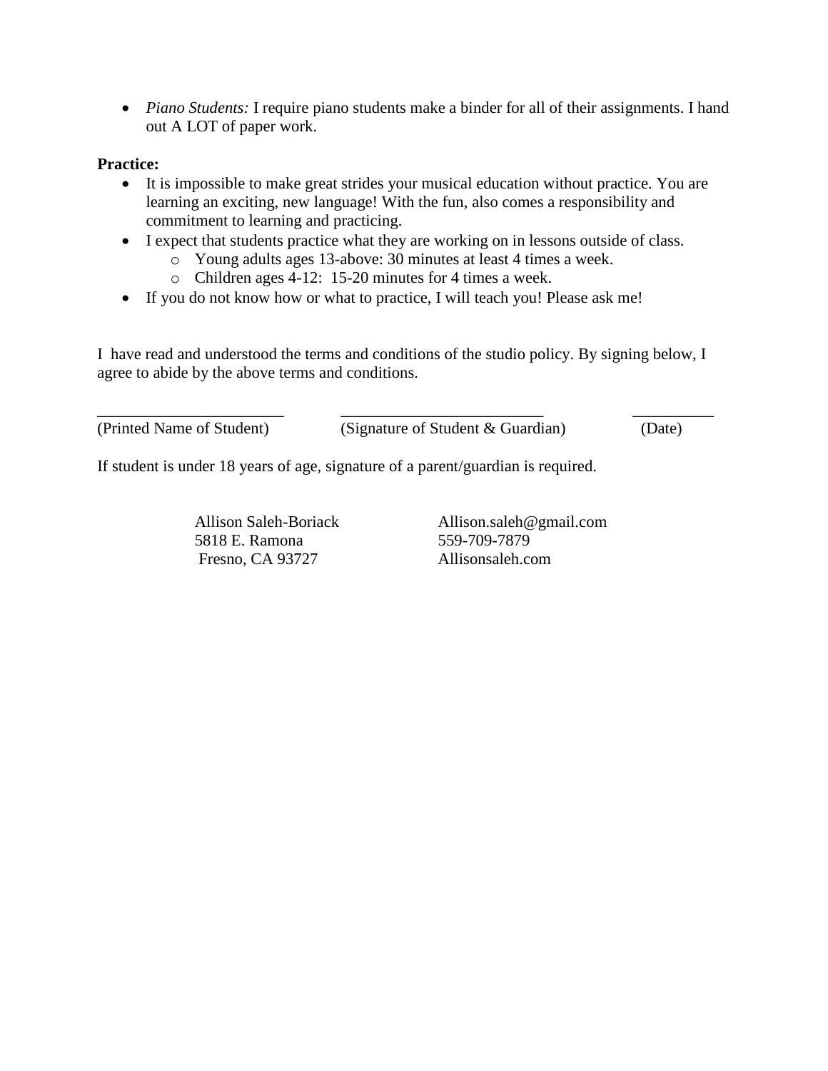- *Piano Students:* I require piano students make a binder for all of their assignments. I hand out A LOT of paper work.

**Practice:**

- It is impossible to make great strides your musical education without practice. You are learning an exciting, new language! With the fun, also comes a responsibility and commitment to learning and practicing.
- I expect that students practice what they are working on in lessons outside of class.
  - Young adults ages 13-above: 30 minutes at least 4 times a week.
  - Children ages 4-12: 15-20 minutes for 4 times a week.
- If you do not know how or what to practice, I will teach you! Please ask me!

I have read and understood the terms and conditions of the studio policy. By signing below, I agree to abide by the above terms and conditions.

_______________________ (Printed Name of Student) _________________________ (Signature of Student & Guardian) __________ (Date)

If student is under 18 years of age, signature of a parent/guardian is required.

Allison Saleh-Boriack
5818 E. Ramona
Fresno, CA 93727

Allison.saleh@gmail.com
559-709-7879
Allisonsaleh.com